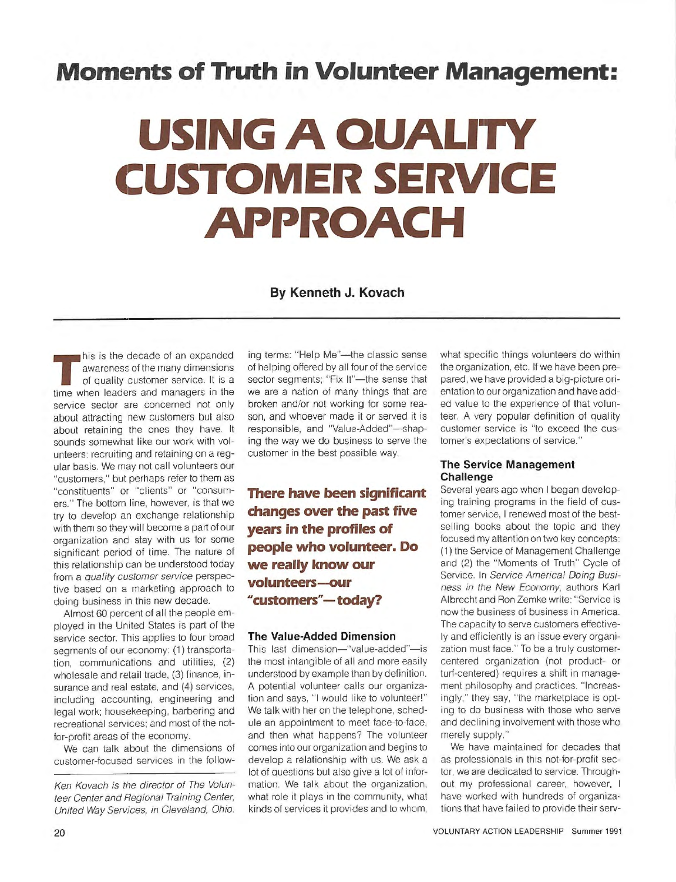# Moments of Truth in Volunteer Management:

# USING A QUALITY CUSTOMER SERVICE APPROACH

**By Kenneth J. Kovach**

This is the decade of an expanded awareness of the many dimensions of quality customer service. It is a time when leaders and managers in the service sector are concerned not only about attracting new customers but also about retaining the ones they have. It sounds somewhat like our work with volunteers: recruiting and retaining on a regular basis. We may not call all volunteers our "customers," but perhaps refer to them as "constituents" or "clients" or "consumers." The bottom line, however, is that we try to develop an exchange relationship with them so they will become a part of our organization and stay with us for some significant period of time. The nature of this relationship can be understood today from a *quality customer service* perspective based on a marketing approach to doing business in this new decade.

Almost 60 percent of all the people employed in the United States is part of the service sector. This applies to four broad segments of our economy: (1) transportation, communications and utilities, (2) wholesale and retail trade, (3) finance, insurance and real estate, and (4) services, including accounting, engineering and legal work; housekeeping, barbering and recreational services; and most of the not-for-profit areas of the economy.

We can talk about the dimensions of customer-focused services in the following terms: "Help Me"—the classic sense of helping offered by all four of the service sector segments; "Fix It"—the sense that we are a nation of many things that are broken and/or not working for some reason, and whoever made it or served it is responsible, and "Value-Added"—shaping the way we do business to serve the customer in the best possible way.

*Ken Kovach is the director of The Volunteer Center and Regional Training Center, United Way Services, in Cleveland, Ohio.*

**There have been significant changes over the past five years in the profiles of people who volunteer. Do we really know our volunteers—our "customers"—today?**

### The Value-Added Dimension

This last dimension—"value-added"—is the most intangible of all and more easily understood by example than by definition. A potential volunteer calls our organization and says, "I would like to volunteer!" We talk with her on the telephone, schedule an appointment to meet face-to-face, and then what happens? The volunteer comes into our organization and begins to develop a relationship with us. We ask a lot of questions but also give a lot of information. We talk about the organization, what role it plays in the community, what kinds of services it provides and to whom, what specific things volunteers do within the organization, etc. If we have been prepared, we have provided a big-picture orientation to our organization and have added value to the experience of that volunteer. A very popular definition of quality customer service is "to exceed the customer's expectations of service."

### The Service Management Challenge

Several years ago when I began developing training programs in the field of customer service, I renewed most of the best-selling books about the topic and they focused my attention on two key concepts: (1) the Service of Management Challenge and (2) the "Moments of Truth" Cycle of Service. In *Service America! Doing Business in the New Economy*, authors Karl Albrecht and Ron Zemke write: "Service is now the business of business in America. The capacity to serve customers effectively and efficiently is an issue every organization must face." To be a truly customer-centered organization (not product- or turf-centered) requires a shift in management philosophy and practices. "Increasingly," they say, "the marketplace is opting to do business with those who serve and declining involvement with those who merely supply."

We have maintained for decades that as professionals in this not-for-profit sector, we are dedicated to service. Throughout my professional career, however, I have worked with hundreds of organizations that have failed to provide their serv-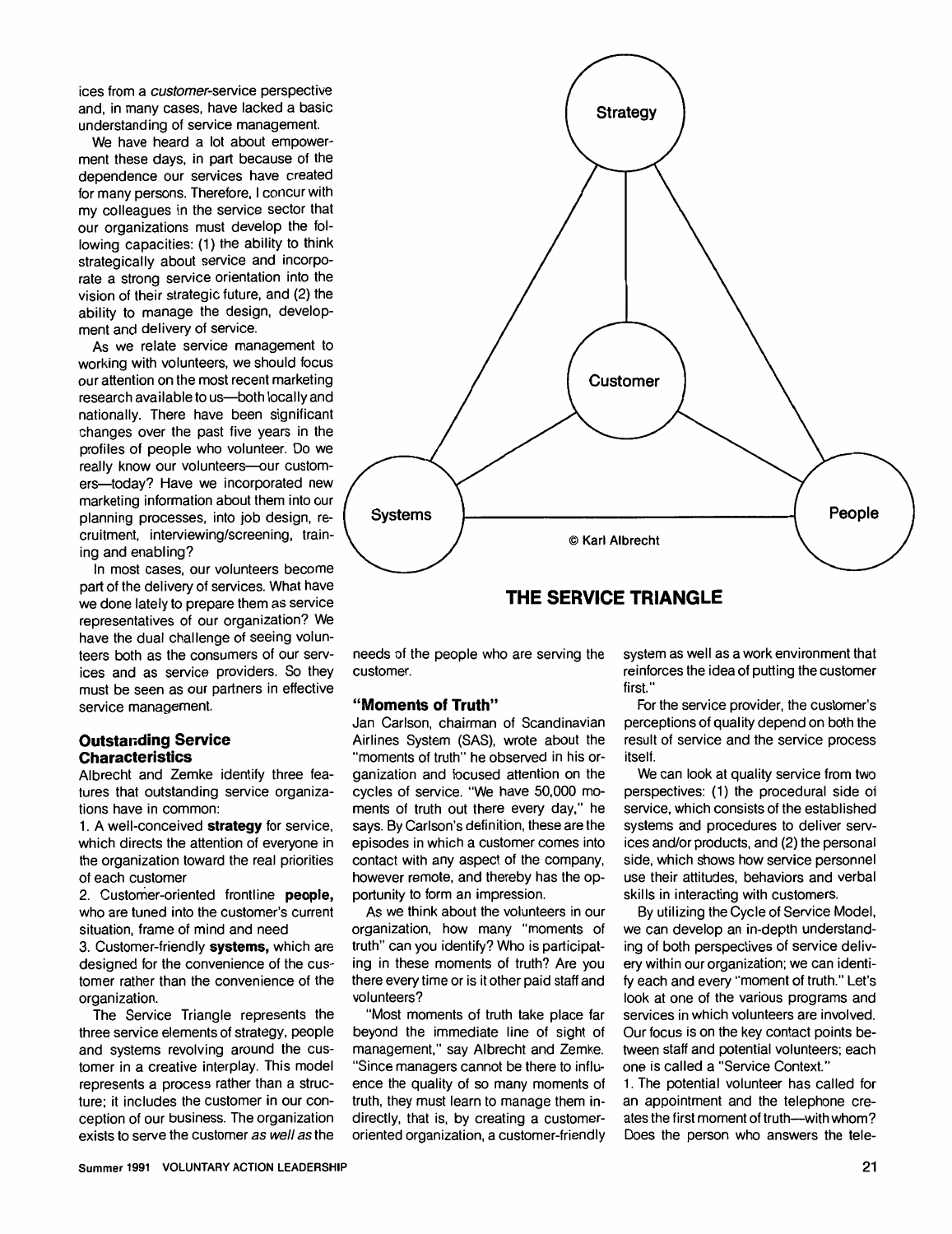ices from a *customer*-service perspective and, in many cases, have lacked a basic understanding of service management.

We have heard a lot about empowerment these days, in part because of the dependence our services have created for many persons. Therefore, I concur with my colleagues in the service sector that our organizations must develop the following capacities: (1) the ability to think strategically about service and incorporate a strong service orientation into the vision of their strategic future, and (2) the ability to manage the design, development and delivery of service.

As we relate service management to working with volunteers, we should focus our attention on the most recent marketing research available to us—both locally and nationally. There have been significant changes over the past five years in the profiles of people who volunteer. Do we really know our volunteers—our customers—today? Have we incorporated new marketing information about them into our planning processes, into job design, recruitment, interviewing/screening, training and enabling?

In most cases, our volunteers become part of the delivery of services. What have we done lately to prepare them as service representatives of our organization? We have the dual challenge of seeing volunteers both as the consumers of our services and as service providers. So they must be seen as our partners in effective service management.

### Outstanding Service Characteristics

Albrecht and Zemke identify three features that outstanding service organizations have in common:

1. A well-conceived **strategy** for service, which directs the attention of everyone in the organization toward the real priorities of each customer
2. Customer-oriented frontline **people,** who are tuned into the customer's current situation, frame of mind and need
3. Customer-friendly **systems,** which are designed for the convenience of the customer rather than the convenience of the organization.

The Service Triangle represents the three service elements of strategy, people and systems revolving around the customer in a creative interplay. This model represents a process rather than a structure; it includes the customer in our conception of our business. The organization exists to serve the customer *as well as* the needs of the people who are serving the customer.

Strategy — Customer — Systems — People

© Karl Albrecht

**THE SERVICE TRIANGLE**

### "Moments of Truth"

Jan Carlson, chairman of Scandinavian Airlines System (SAS), wrote about the "moments of truth" he observed in his organization and focused attention on the cycles of service. "We have 50,000 moments of truth out there every day," he says. By Carlson's definition, these are the episodes in which a customer comes into contact with any aspect of the company, however remote, and thereby has the opportunity to form an impression.

As we think about the volunteers in our organization, how many "moments of truth" can you identify? Who is participating in these moments of truth? Are you there every time or is it other paid staff and volunteers?

"Most moments of truth take place far beyond the immediate line of sight of management," say Albrecht and Zemke. "Since managers cannot be there to influence the quality of so many moments of truth, they must learn to manage them indirectly, that is, by creating a customer-oriented organization, a customer-friendly system as well as a work environment that reinforces the idea of putting the customer first."

For the service provider, the customer's perceptions of quality depend on both the result of service and the service process itself.

We can look at quality service from two perspectives: (1) the procedural side of service, which consists of the established systems and procedures to deliver services and/or products, and (2) the personal side, which shows how service personnel use their attitudes, behaviors and verbal skills in interacting with customers.

By utilizing the Cycle of Service Model, we can develop an in-depth understanding of both perspectives of service delivery within our organization; we can identify each and every "moment of truth." Let's look at one of the various programs and services in which volunteers are involved. Our focus is on the key contact points between staff and potential volunteers; each one is called a "Service Context."

1. The potential volunteer has called for an appointment and the telephone creates the first moment of truth—with whom? Does the person who answers the tele-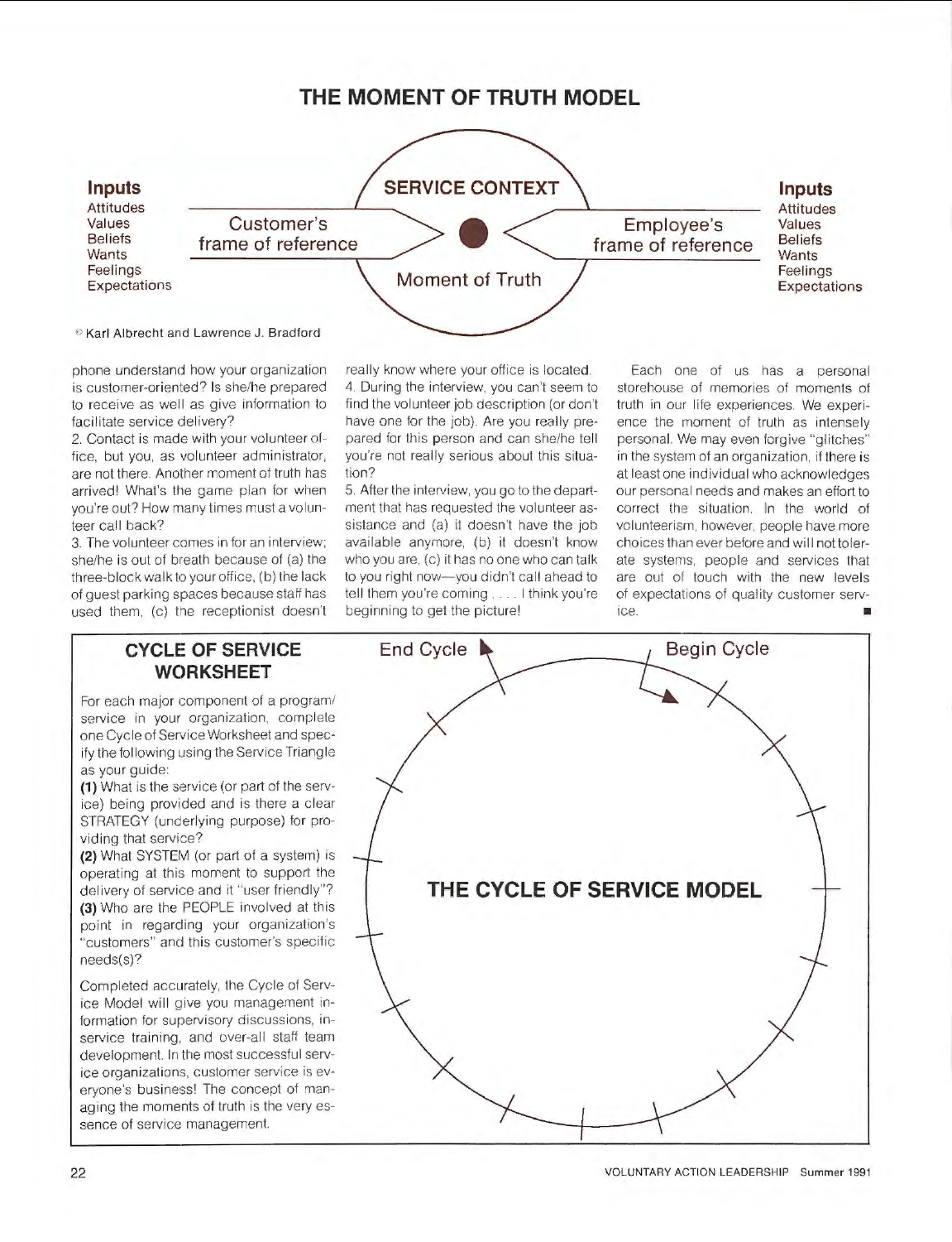## THE MOMENT OF TRUTH MODEL

**Inputs**
Attitudes
Values
Beliefs
Wants
Feelings
Expectations

Customer's frame of reference

SERVICE CONTEXT

Moment of Truth

Employee's frame of reference

**Inputs**
Attitudes
Values
Beliefs
Wants
Feelings
Expectations

© Karl Albrecht and Lawrence J. Bradford

phone understand how your organization is customer-oriented? Is she/he prepared to receive as well as give information to facilitate service delivery?

2. Contact is made with your volunteer office, but you, as volunteer administrator, are not there. Another moment of truth has arrived! What's the game plan for when you're out? How many times must a volunteer call back?

3. The volunteer comes in for an interview; she/he is out of breath because of (a) the three-block walk to your office, (b) the lack of guest parking spaces because staff has used them, (c) the receptionist doesn't really know where your office is located.

4. During the interview, you can't seem to find the volunteer job description (or don't have one for the job). Are you really prepared for this person and can she/he tell you're not really serious about this situation?

5. After the interview, you go to the department that has requested the volunteer assistance and (a) it doesn't have the job available anymore, (b) it doesn't know who you are, (c) it has no one who can talk to you right now—you didn't call ahead to tell them you're coming . . . . I think you're beginning to get the picture!

Each one of us has a personal storehouse of memories of moments of truth in our life experiences. We experience the moment of truth as intensely personal. We may even forgive "glitches" in the system of an organization, if there is at least one individual who acknowledges our personal needs and makes an effort to correct the situation. In the world of volunteerism, however, people have more choices than ever before and will not tolerate systems, people and services that are out of touch with the new levels of expectations of quality customer service. ■

### CYCLE OF SERVICE WORKSHEET

For each major component of a program/service in your organization, complete one Cycle of Service Worksheet and specify the following using the Service Triangle as your guide:

**(1)** What is the service (or part of the service) being provided and is there a clear STRATEGY (underlying purpose) for providing that service?

**(2)** What SYSTEM (or part of a system) is operating at this moment to support the delivery of service and it "user friendly"?

**(3)** Who are the PEOPLE involved at this point in regarding your organization's "customers" and this customer's specific needs(s)?

Completed accurately, the Cycle of Service Model will give you management information for supervisory discussions, in-service training, and over-all staff team development. In the most successful service organizations, customer service is everyone's business! The concept of managing the moments of truth is the very essence of service management.

End Cycle

Begin Cycle

**THE CYCLE OF SERVICE MODEL**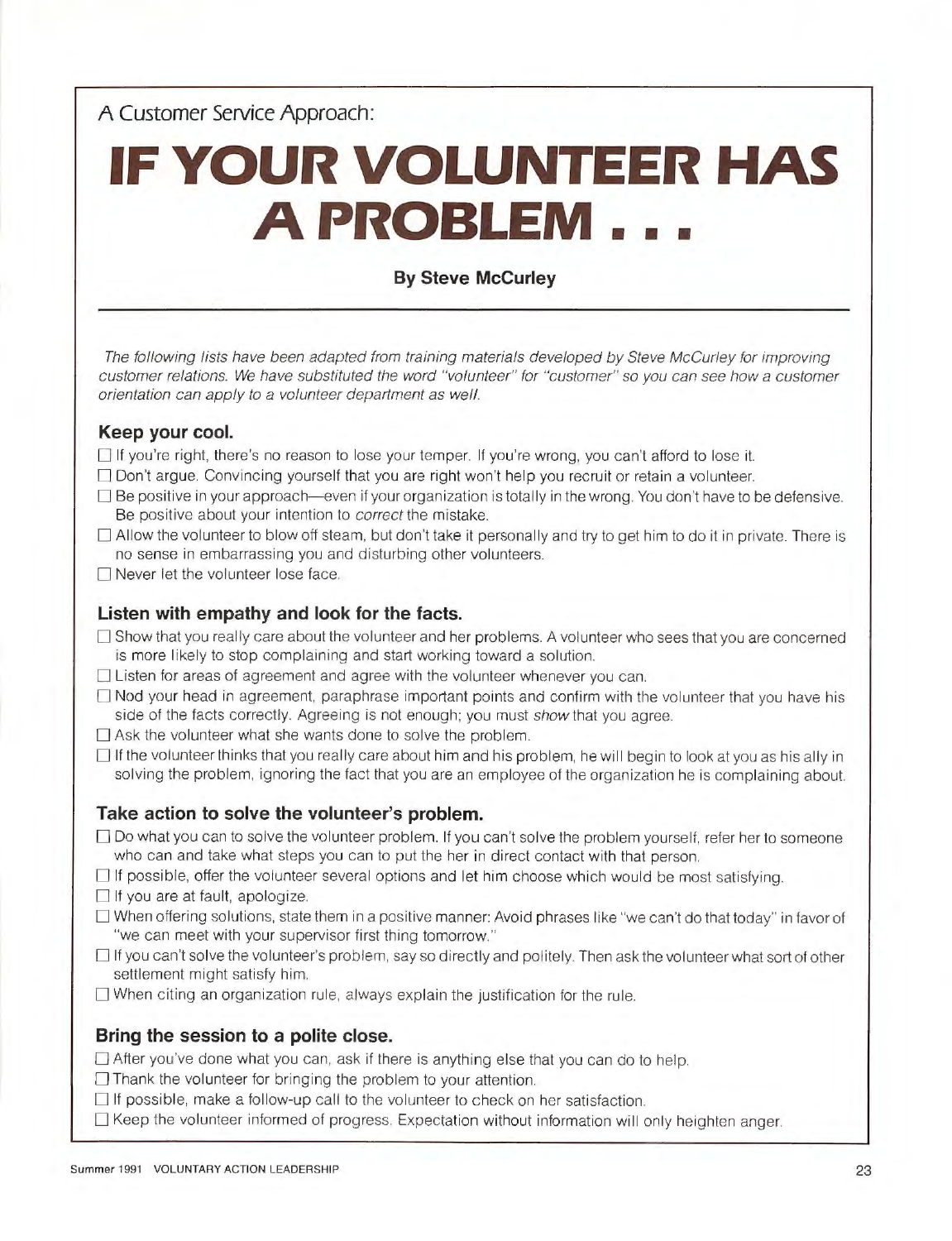A Customer Service Approach:

# IF YOUR VOLUNTEER HAS A PROBLEM . . .

**By Steve McCurley**

*The following lists have been adapted from training materials developed by Steve McCurley for improving customer relations. We have substituted the word "volunteer" for "customer" so you can see how a customer orientation can apply to a volunteer department as well.*

### Keep your cool.

- ☐ If you're right, there's no reason to lose your temper. If you're wrong, you can't afford to lose it.
- ☐ Don't argue. Convincing yourself that you are right won't help you recruit or retain a volunteer.
- ☐ Be positive in your approach—even if your organization is totally in the wrong. You don't have to be defensive. Be positive about your intention to *correct* the mistake.
- ☐ Allow the volunteer to blow off steam, but don't take it personally and try to get him to do it in private. There is no sense in embarrassing you and disturbing other volunteers.
- ☐ Never let the volunteer lose face.

### Listen with empathy and look for the facts.

- ☐ Show that you really care about the volunteer and her problems. A volunteer who sees that you are concerned is more likely to stop complaining and start working toward a solution.
- ☐ Listen for areas of agreement and agree with the volunteer whenever you can.
- ☐ Nod your head in agreement, paraphrase important points and confirm with the volunteer that you have his side of the facts correctly. Agreeing is not enough; you must *show* that you agree.
- ☐ Ask the volunteer what she wants done to solve the problem.
- ☐ If the volunteer thinks that you really care about him and his problem, he will begin to look at you as his ally in solving the problem, ignoring the fact that you are an employee of the organization he is complaining about.

### Take action to solve the volunteer's problem.

- ☐ Do what you can to solve the volunteer problem. If you can't solve the problem yourself, refer her to someone who can and take what steps you can to put the her in direct contact with that person.
- ☐ If possible, offer the volunteer several options and let him choose which would be most satisfying.
- ☐ If you are at fault, apologize.
- ☐ When offering solutions, state them in a positive manner: Avoid phrases like "we can't do that today" in favor of "we can meet with your supervisor first thing tomorrow."
- ☐ If you can't solve the volunteer's problem, say so directly and politely. Then ask the volunteer what sort of other settlement might satisfy him.
- ☐ When citing an organization rule, always explain the justification for the rule.

### Bring the session to a polite close.

- ☐ After you've done what you can, ask if there is anything else that you can do to help.
- ☐ Thank the volunteer for bringing the problem to your attention.
- ☐ If possible, make a follow-up call to the volunteer to check on her satisfaction.
- ☐ Keep the volunteer informed of progress. Expectation without information will only heighten anger.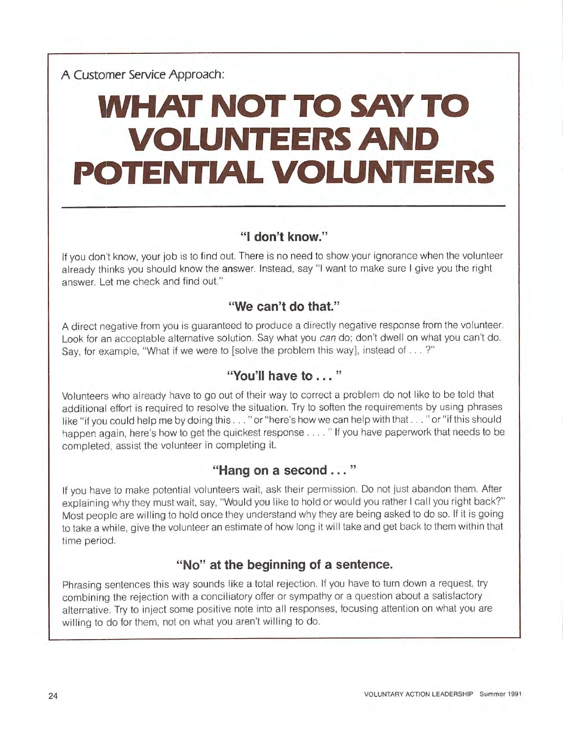A Customer Service Approach:

# WHAT NOT TO SAY TO VOLUNTEERS AND POTENTIAL VOLUNTEERS

### "I don't know."

If you don't know, your job is to find out. There is no need to show your ignorance when the volunteer already thinks you should know the answer. Instead, say "I want to make sure I give you the right answer. Let me check and find out."

### "We can't do that."

A direct negative from you is guaranteed to produce a directly negative response from the volunteer. Look for an acceptable alternative solution. Say what you *can* do; don't dwell on what you can't do. Say, for example, "What if we were to [solve the problem this way], instead of . . . ?"

### "You'll have to . . . "

Volunteers who already have to go out of their way to correct a problem do not like to be told that additional effort is required to resolve the situation. Try to soften the requirements by using phrases like "if you could help me by doing this . . . " or "here's how we can help with that . . . " or "if this should happen again, here's how to get the quickest response . . . . " If you have paperwork that needs to be completed, assist the volunteer in completing it.

### "Hang on a second . . . "

If you have to make potential volunteers wait, ask their permission. Do not just abandon them. After explaining why they must wait, say, "Would you like to hold or would you rather I call you right back?" Most people are willing to hold once they understand why they are being asked to do so. If it is going to take a while, give the volunteer an estimate of how long it will take and get back to them within that time period.

### "No" at the beginning of a sentence.

Phrasing sentences this way sounds like a total rejection. If you have to turn down a request, try combining the rejection with a conciliatory offer or sympathy or a question about a satisfactory alternative. Try to inject some positive note into all responses, focusing attention on what you are willing to do for them, not on what you aren't willing to do.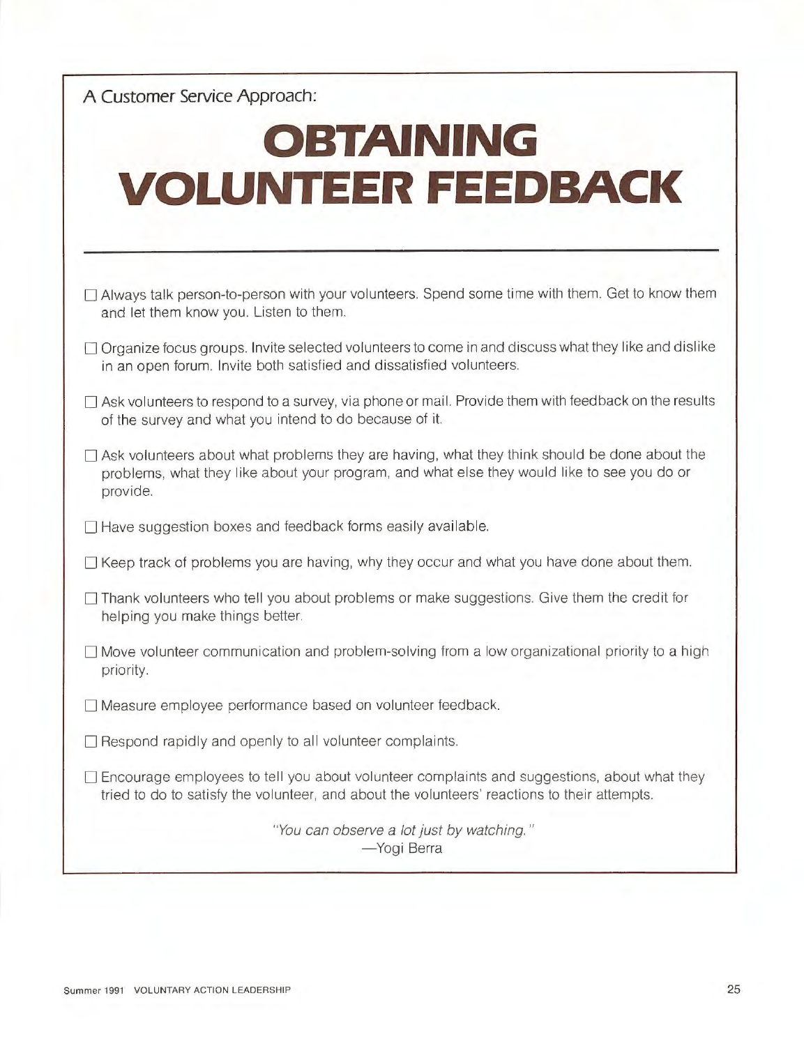A Customer Service Approach:

# OBTAINING VOLUNTEER FEEDBACK

- ☐ Always talk person-to-person with your volunteers. Spend some time with them. Get to know them and let them know you. Listen to them.
- ☐ Organize focus groups. Invite selected volunteers to come in and discuss what they like and dislike in an open forum. Invite both satisfied and dissatisfied volunteers.
- ☐ Ask volunteers to respond to a survey, via phone or mail. Provide them with feedback on the results of the survey and what you intend to do because of it.
- ☐ Ask volunteers about what problems they are having, what they think should be done about the problems, what they like about your program, and what else they would like to see you do or provide.
- ☐ Have suggestion boxes and feedback forms easily available.
- ☐ Keep track of problems you are having, why they occur and what you have done about them.
- ☐ Thank volunteers who tell you about problems or make suggestions. Give them the credit for helping you make things better.
- ☐ Move volunteer communication and problem-solving from a low organizational priority to a high priority.
- ☐ Measure employee performance based on volunteer feedback.
- ☐ Respond rapidly and openly to all volunteer complaints.
- ☐ Encourage employees to tell you about volunteer complaints and suggestions, about what they tried to do to satisfy the volunteer, and about the volunteers' reactions to their attempts.

*"You can observe a lot just by watching."*
—Yogi Berra